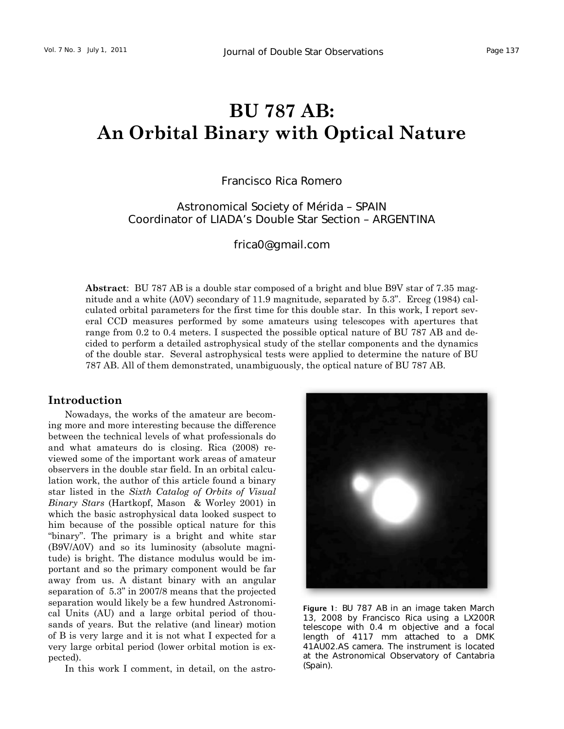# BU 787 AB: An Orbital Binary with Optical Nature

Francisco Rica Romero

Astronomical Society of Mérida – SPAIN
Coordinator of LIADA's Double Star Section – ARGENTINA

frica0@gmail.com

**Abstract**: BU 787 AB is a double star composed of a bright and blue B9V star of 7.35 magnitude and a white (A0V) secondary of 11.9 magnitude, separated by 5.3". Erceg (1984) calculated orbital parameters for the first time for this double star. In this work, I report several CCD measures performed by some amateurs using telescopes with apertures that range from 0.2 to 0.4 meters. I suspected the possible optical nature of BU 787 AB and decided to perform a detailed astrophysical study of the stellar components and the dynamics of the double star. Several astrophysical tests were applied to determine the nature of BU 787 AB. All of them demonstrated, unambiguously, the optical nature of BU 787 AB.

## Introduction

Nowadays, the works of the amateur are becoming more and more interesting because the difference between the technical levels of what professionals do and what amateurs do is closing. Rica (2008) reviewed some of the important work areas of amateur observers in the double star field. In an orbital calculation work, the author of this article found a binary star listed in the *Sixth Catalog of Orbits of Visual Binary Stars* (Hartkopf, Mason & Worley 2001) in which the basic astrophysical data looked suspect to him because of the possible optical nature for this "binary". The primary is a bright and white star (B9V/A0V) and so its luminosity (absolute magnitude) is bright. The distance modulus would be important and so the primary component would be far away from us. A distant binary with an angular separation of 5.3" in 2007/8 means that the projected separation would likely be a few hundred Astronomical Units (AU) and a large orbital period of thousands of years. But the relative (and linear) motion of B is very large and it is not what I expected for a very large orbital period (lower orbital motion is expected).

Figure 1: BU 787 AB in an image taken March 13, 2008 by Francisco Rica using a LX200R telescope with 0.4 m objective and a focal length of 4117 mm attached to a DMK 41AU02.AS camera. The instrument is located at the Astronomical Observatory of Cantabria (Spain).

In this work I comment, in detail, on the astro-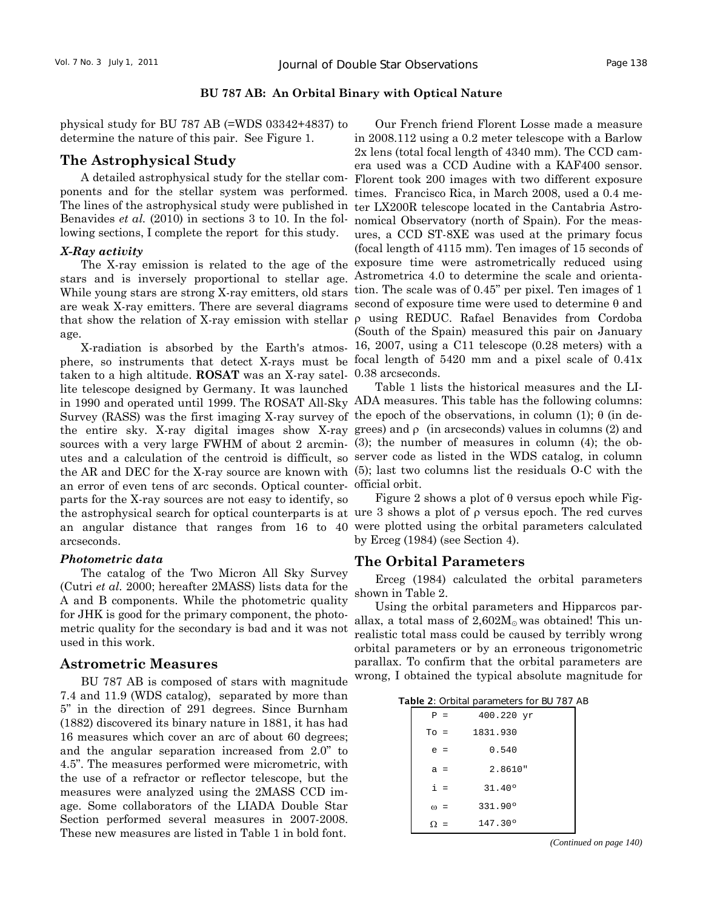## BU 787 AB: An Orbital Binary with Optical Nature

physical study for BU 787 AB (=WDS 03342+4837) to determine the nature of this pair. See Figure 1.

## The Astrophysical Study

A detailed astrophysical study for the stellar components and for the stellar system was performed. The lines of the astrophysical study were published in Benavides *et al.* (2010) in sections 3 to 10. In the following sections, I complete the report for this study.

### *X-Ray activity*

The X-ray emission is related to the age of the stars and is inversely proportional to stellar age. While young stars are strong X-ray emitters, old stars are weak X-ray emitters. There are several diagrams that show the relation of X-ray emission with stellar age.

X-radiation is absorbed by the Earth's atmosphere, so instruments that detect X-rays must be taken to a high altitude. **ROSAT** was an X-ray satellite telescope designed by Germany. It was launched in 1990 and operated until 1999. The ROSAT All-Sky Survey (RASS) was the first imaging X-ray survey of the entire sky. X-ray digital images show X-ray sources with a very large FWHM of about 2 arcminutes and a calculation of the centroid is difficult, so the AR and DEC for the X-ray source are known with an error of even tens of arc seconds. Optical counterparts for the X-ray sources are not easy to identify, so the astrophysical search for optical counterparts is at an angular distance that ranges from 16 to 40 arcseconds.

### *Photometric data*

The catalog of the Two Micron All Sky Survey (Cutri *et al.* 2000; hereafter 2MASS) lists data for the A and B components. While the photometric quality for JHK is good for the primary component, the photometric quality for the secondary is bad and it was not used in this work.

## Astrometric Measures

BU 787 AB is composed of stars with magnitude 7.4 and 11.9 (WDS catalog), separated by more than 5" in the direction of 291 degrees. Since Burnham (1882) discovered its binary nature in 1881, it has had 16 measures which cover an arc of about 60 degrees; and the angular separation increased from 2.0" to 4.5". The measures performed were micrometric, with the use of a refractor or reflector telescope, but the measures were analyzed using the 2MASS CCD image. Some collaborators of the LIADA Double Star Section performed several measures in 2007-2008. These new measures are listed in Table 1 in bold font.

Our French friend Florent Losse made a measure in 2008.112 using a 0.2 meter telescope with a Barlow 2x lens (total focal length of 4340 mm). The CCD camera used was a CCD Audine with a KAF400 sensor. Florent took 200 images with two different exposure times. Francisco Rica, in March 2008, used a 0.4 meter LX200R telescope located in the Cantabria Astronomical Observatory (north of Spain). For the measures, a CCD ST-8XE was used at the primary focus (focal length of 4115 mm). Ten images of 15 seconds of exposure time were astrometrically reduced using Astrometrica 4.0 to determine the scale and orientation. The scale was of 0.45" per pixel. Ten images of 1 second of exposure time were used to determine θ and ρ using REDUC. Rafael Benavides from Cordoba (South of the Spain) measured this pair on January 16, 2007, using a C11 telescope (0.28 meters) with a focal length of 5420 mm and a pixel scale of 0.41x 0.38 arcseconds.

Table 1 lists the historical measures and the LIADA measures. This table has the following columns: the epoch of the observations, in column (1); θ (in degrees) and ρ (in arcseconds) values in columns (2) and (3); the number of measures in column (4); the observer code as listed in the WDS catalog, in column (5); last two columns list the residuals O-C with the official orbit.

Figure 2 shows a plot of θ versus epoch while Figure 3 shows a plot of ρ versus epoch. The red curves were plotted using the orbital parameters calculated by Erceg (1984) (see Section 4).

## The Orbital Parameters

Erceg (1984) calculated the orbital parameters shown in Table 2.

Using the orbital parameters and Hipparcos parallax, a total mass of 2,602$M_{\odot}$ was obtained! This unrealistic total mass could be caused by terribly wrong orbital parameters or by an erroneous trigonometric parallax. To confirm that the orbital parameters are wrong, I obtained the typical absolute magnitude for

**Table 2**: Orbital parameters for BU 787 AB

| | |
|---|---|
| P = | 400.220 yr |
| To = | 1831.930 |
| e = | 0.540 |
| a = | 2.8610" |
| i = | 31.40° |
| ω = | 331.90° |
| Ω = | 147.30° |

*(Continued on page 140)*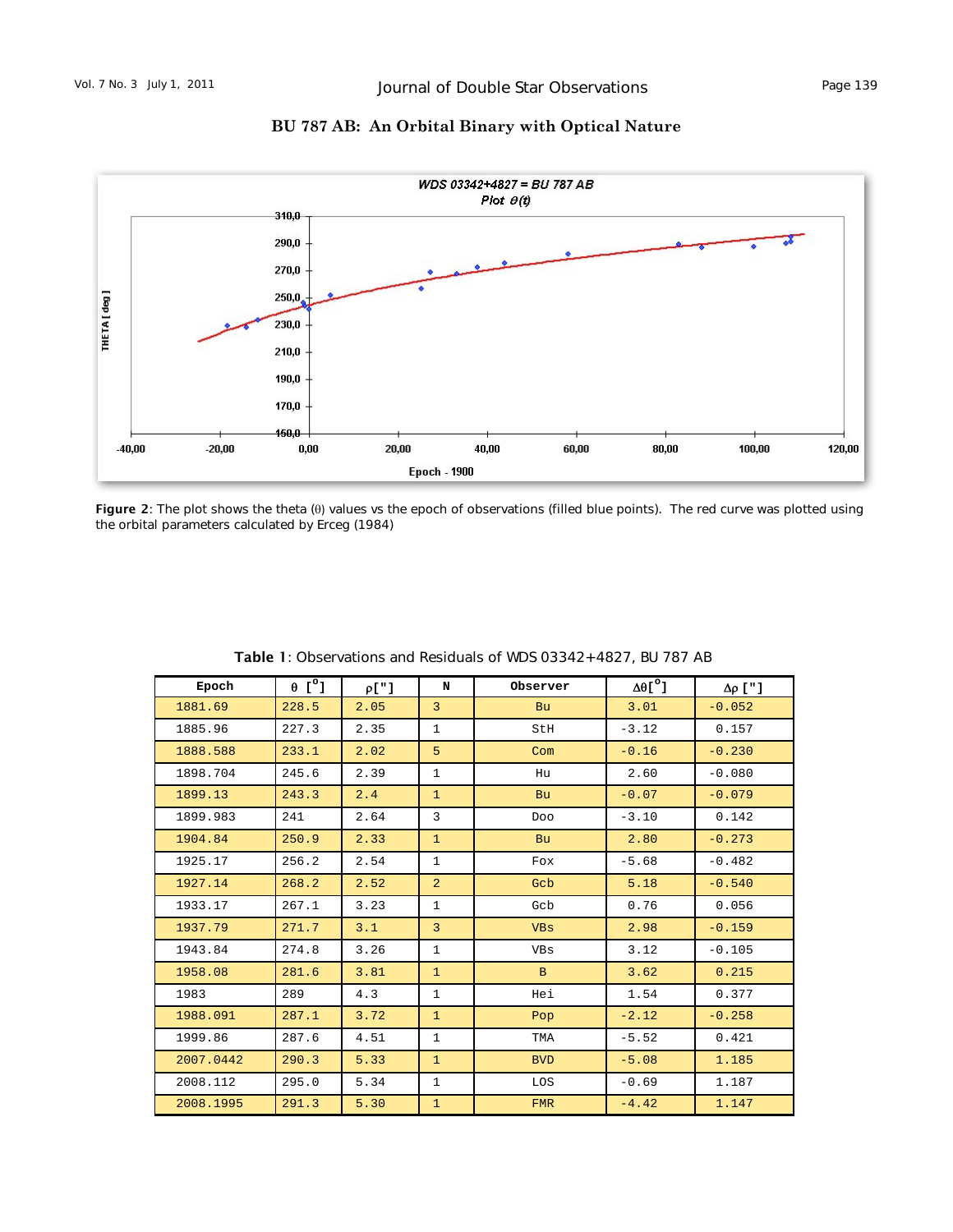## BU 787 AB: An Orbital Binary with Optical Nature

**Figure 2**: The plot shows the theta (θ) values vs the epoch of observations (filled blue points). The red curve was plotted using the orbital parameters calculated by Erceg (1984)

**Table 1**: Observations and Residuals of WDS 03342+4827, BU 787 AB

| Epoch | θ [°] | ρ["] | N | Observer | Δθ[°] | Δρ ["] |
|---|---|---|---|---|---|---|
| 1881.69 | 228.5 | 2.05 | 3 | Bu | 3.01 | -0.052 |
| 1885.96 | 227.3 | 2.35 | 1 | StH | -3.12 | 0.157 |
| 1888.588 | 233.1 | 2.02 | 5 | Com | -0.16 | -0.230 |
| 1898.704 | 245.6 | 2.39 | 1 | Hu | 2.60 | -0.080 |
| 1899.13 | 243.3 | 2.4 | 1 | Bu | -0.07 | -0.079 |
| 1899.983 | 241 | 2.64 | 3 | Doo | -3.10 | 0.142 |
| 1904.84 | 250.9 | 2.33 | 1 | Bu | 2.80 | -0.273 |
| 1925.17 | 256.2 | 2.54 | 1 | Fox | -5.68 | -0.482 |
| 1927.14 | 268.2 | 2.52 | 2 | Gcb | 5.18 | -0.540 |
| 1933.17 | 267.1 | 3.23 | 1 | Gcb | 0.76 | 0.056 |
| 1937.79 | 271.7 | 3.1 | 3 | VBs | 2.98 | -0.159 |
| 1943.84 | 274.8 | 3.26 | 1 | VBs | 3.12 | -0.105 |
| 1958.08 | 281.6 | 3.81 | 1 | B | 3.62 | 0.215 |
| 1983 | 289 | 4.3 | 1 | Hei | 1.54 | 0.377 |
| 1988.091 | 287.1 | 3.72 | 1 | Pop | -2.12 | -0.258 |
| 1999.86 | 287.6 | 4.51 | 1 | TMA | -5.52 | 0.421 |
| 2007.0442 | 290.3 | 5.33 | 1 | BVD | -5.08 | 1.185 |
| 2008.112 | 295.0 | 5.34 | 1 | LOS | -0.69 | 1.187 |
| 2008.1995 | 291.3 | 5.30 | 1 | FMR | -4.42 | 1.147 |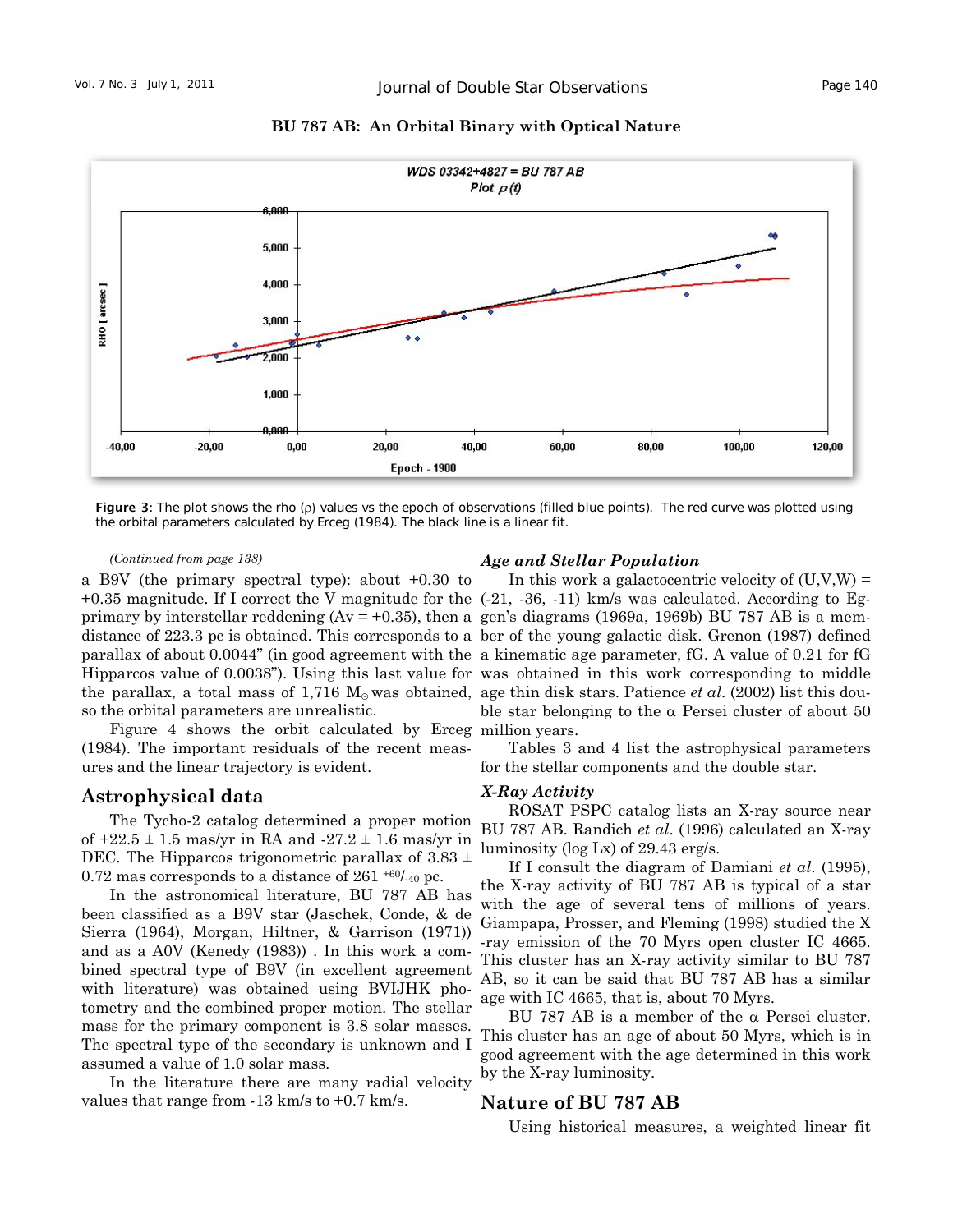## BU 787 AB: An Orbital Binary with Optical Nature

**Figure 3**: The plot shows the rho (ρ) values vs the epoch of observations (filled blue points). The red curve was plotted using the orbital parameters calculated by Erceg (1984). The black line is a linear fit.

*(Continued from page 138)*

a B9V (the primary spectral type): about +0.30 to +0.35 magnitude. If I correct the V magnitude for the primary by interstellar reddening (Av = +0.35), then a distance of 223.3 pc is obtained. This corresponds to a parallax of about 0.0044" (in good agreement with the Hipparcos value of 0.0038"). Using this last value for the parallax, a total mass of 1,716 $M_{\odot}$ was obtained, so the orbital parameters are unrealistic.

Figure 4 shows the orbit calculated by Erceg (1984). The important residuals of the recent measures and the linear trajectory is evident.

## Astrophysical data

The Tycho-2 catalog determined a proper motion of +22.5 ± 1.5 mas/yr in RA and -27.2 ± 1.6 mas/yr in DEC. The Hipparcos trigonometric parallax of 3.83 ± 0.72 mas corresponds to a distance of $261^{+60}/_{-40}$ pc.

In the astronomical literature, BU 787 AB has been classified as a B9V star (Jaschek, Conde, & de Sierra (1964), Morgan, Hiltner, & Garrison (1971)) and as a A0V (Kenedy (1983)) . In this work a combined spectral type of B9V (in excellent agreement with literature) was obtained using BVIJHK photometry and the combined proper motion. The stellar mass for the primary component is 3.8 solar masses. The spectral type of the secondary is unknown and I assumed a value of 1.0 solar mass.

In the literature there are many radial velocity values that range from -13 km/s to +0.7 km/s.

### *Age and Stellar Population*

In this work a galactocentric velocity of (U,V,W) = (-21, -36, -11) km/s was calculated. According to Eggen's diagrams (1969a, 1969b) BU 787 AB is a member of the young galactic disk. Grenon (1987) defined a kinematic age parameter, fG. A value of 0.21 for fG was obtained in this work corresponding to middle age thin disk stars. Patience *et al*. (2002) list this double star belonging to the α Persei cluster of about 50 million years.

Tables 3 and 4 list the astrophysical parameters for the stellar components and the double star.

### *X-Ray Activity*

ROSAT PSPC catalog lists an X-ray source near BU 787 AB. Randich *et al*. (1996) calculated an X-ray luminosity (log Lx) of 29.43 erg/s.

If I consult the diagram of Damiani *et al*. (1995), the X-ray activity of BU 787 AB is typical of a star with the age of several tens of millions of years. Giampapa, Prosser, and Fleming (1998) studied the X-ray emission of the 70 Myrs open cluster IC 4665. This cluster has an X-ray activity similar to BU 787 AB, so it can be said that BU 787 AB has a similar age with IC 4665, that is, about 70 Myrs.

BU 787 AB is a member of the α Persei cluster. This cluster has an age of about 50 Myrs, which is in good agreement with the age determined in this work by the X-ray luminosity.

## Nature of BU 787 AB

Using historical measures, a weighted linear fit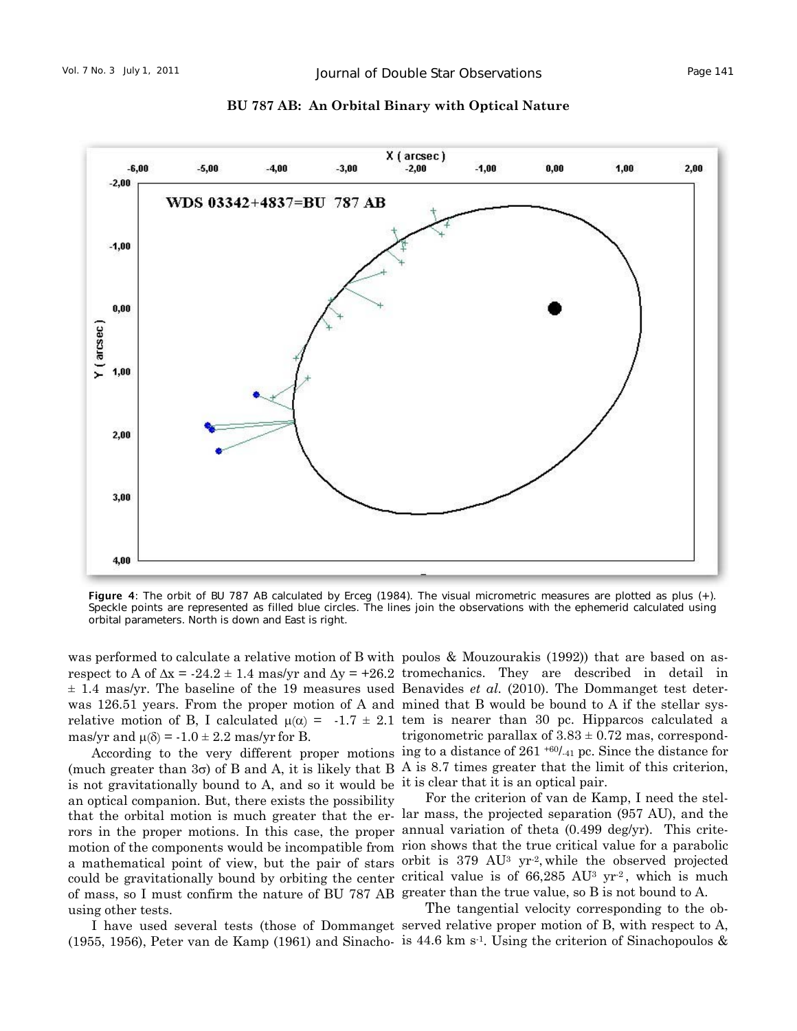## BU 787 AB: An Orbital Binary with Optical Nature

**Figure 4**: The orbit of BU 787 AB calculated by Erceg (1984). The visual micrometric measures are plotted as plus (+). Speckle points are represented as filled blue circles. The lines join the observations with the ephemerid calculated using orbital parameters. North is down and East is right.

was performed to calculate a relative motion of B with respect to A of $\Delta x = -24.2 \pm 1.4$ mas/yr and $\Delta y = +26.2 \pm 1.4$ mas/yr. The baseline of the 19 measures used was 126.51 years. From the proper motion of A and relative motion of B, I calculated $\mu(\alpha) = -1.7 \pm 2.1$ mas/yr and $\mu(\delta) = -1.0 \pm 2.2$ mas/yr for B.

According to the very different proper motions (much greater than $3\sigma$) of B and A, it is likely that B is not gravitationally bound to A, and so it would be an optical companion. But, there exists the possibility that the orbital motion is much greater that the errors in the proper motions. In this case, the proper motion of the components would be incompatible from a mathematical point of view, but the pair of stars could be gravitationally bound by orbiting the center of mass, so I must confirm the nature of BU 787 AB using other tests.

I have used several tests (those of Dommanget (1955, 1956), Peter van de Kamp (1961) and Sinachopoulos & Mouzourakis (1992)) that are based on astromechanics. They are described in detail in Benavides *et al.* (2010). The Dommanget test determined that B would be bound to A if the stellar system is nearer than 30 pc. Hipparcos calculated a trigonometric parallax of $3.83 \pm 0.72$ mas, corresponding to a distance of $261\ ^{+60}/_{-41}$ pc. Since the distance for A is 8.7 times greater that the limit of this criterion, it is clear that it is an optical pair.

For the criterion of van de Kamp, I need the stellar mass, the projected separation (957 AU), and the annual variation of theta (0.499 deg/yr). This criterion shows that the true critical value for a parabolic orbit is 379 $AU^3\ yr^{-2}$, while the observed projected critical value is of 66,285 $AU^3\ yr^{-2}$, which is much greater than the true value, so B is not bound to A.

The tangential velocity corresponding to the observed relative proper motion of B, with respect to A, is 44.6 km $s^{-1}$. Using the criterion of Sinachopoulos &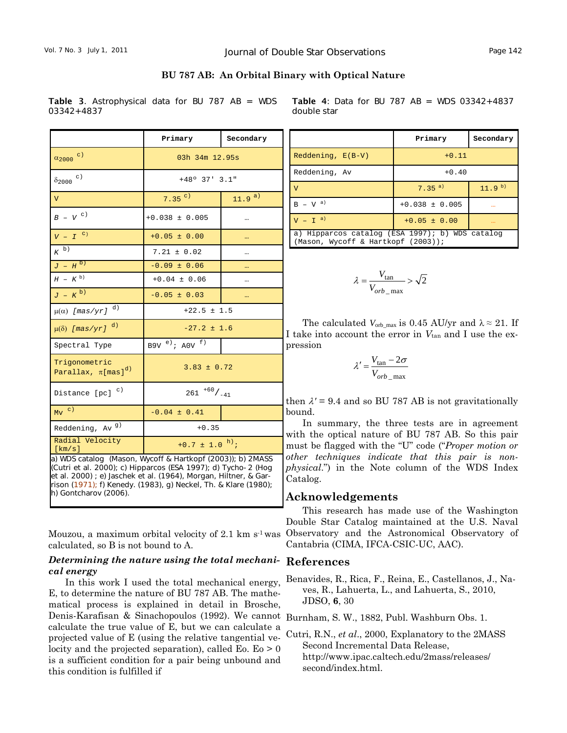## BU 787 AB: An Orbital Binary with Optical Nature

**Table 3**. Astrophysical data for BU 787 AB = WDS 03342+4837

| | Primary | Secondary |
|---|---|---|
| $\alpha_{2000}$ c) | 03h 34m 12.95s | |
| $\delta_{2000}$ c) | +48° 37' 3.1" | |
| V | 7.35 c) | 11.9 a) |
| *B – V* c) | +0.038 ± 0.005 | … |
| *V – I* c) | +0.05 ± 0.00 | … |
| *K* b) | 7.21 ± 0.02 | … |
| *J – H* b) | -0.09 ± 0.06 | … |
| H – K b) | +0.04 ± 0.06 | … |
| *J – K* b) | -0.05 ± 0.03 | … |
| $\mu(\alpha)$ *[mas/yr]* d) | +22.5 ± 1.5 | |
| $\mu(\delta)$ *[mas/yr]* d) | -27.2 ± 1.6 | |
| Spectral Type | B9V e); A0V f) | |
| Trigonometric Parallax, $\pi$[mas] d) | 3.83 ± 0.72 | |
| Distance [pc] c) | 261 $^{+60}/_{-41}$ | |
| Mv c) | -0.04 ± 0.41 | |
| Reddening, Av g) | +0.35 | |
| Radial Velocity [km/s] | +0.7 ± 1.0 h); | |

a) WDS catalog (Mason, Wycoff & Hartkopf (2003)); b) 2MASS (Cutri et al. 2000); c) Hipparcos (ESA 1997); d) Tycho-2 (Hog et al. 2000) ; e) Jaschek et al. (1964), Morgan, Hiltner, & Garrison (1971); f) Kenedy. (1983), g) Neckel, Th. & Klare (1980); h) Gontcharov (2006).

Mouzou, a maximum orbital velocity of 2.1 km s$^{-1}$ was calculated, so B is not bound to A.

### *Determining the nature using the total mechanical energy*

In this work I used the total mechanical energy, E, to determine the nature of BU 787 AB. The mathematical process is explained in detail in Brosche, Denis-Karafisan & Sinachopoulos (1992). We cannot calculate the true value of E, but we can calculate a projected value of E (using the relative tangential velocity and the projected separation), called Eo. Eo > 0 is a sufficient condition for a pair being unbound and this condition is fulfilled if

**Table 4**: Data for BU 787 AB = WDS 03342+4837 double star

| | Primary | Secondary |
|---|---|---|
| Reddening, E(B-V) | +0.11 | |
| Reddening, Av | +0.40 | |
| V | 7.35 a) | 11.9 b) |
| B – V a) | +0.038 ± 0.005 | … |
| V – I a) | +0.05 ± 0.00 | … |

a) Hipparcos catalog (ESA 1997); b) WDS catalog (Mason, Wycoff & Hartkopf (2003));

$$\lambda = \frac{V_{\tan}}{V_{orb\_\max}} > \sqrt{2}$$

The calculated $V_{\text{orb\_max}}$ is 0.45 AU/yr and $\lambda \approx 21$. If I take into account the error in $V_{\tan}$ and I use the expression

$$\lambda' = \frac{V_{\tan} - 2\sigma}{V_{orb\_\max}}$$

then $\lambda' = 9.4$ and so BU 787 AB is not gravitationally bound.

In summary, the three tests are in agreement with the optical nature of BU 787 AB. So this pair must be flagged with the "U" code ("*Proper motion or other techniques indicate that this pair is non-physical.*") in the Note column of the WDS Index Catalog.

## Acknowledgements

This research has made use of the Washington Double Star Catalog maintained at the U.S. Naval Observatory and the Astronomical Observatory of Cantabria (CIMA, IFCA-CSIC-UC, AAC).

## References

Benavides, R., Rica, F., Reina, E., Castellanos, J., Naves, R., Lahuerta, L., and Lahuerta, S., 2010, JDSO, **6**, 30

Burnham, S. W., 1882, Publ. Washburn Obs. 1.

Cutri, R.N., *et al.*, 2000, Explanatory to the 2MASS Second Incremental Data Release, http://www.ipac.caltech.edu/2mass/releases/second/index.html.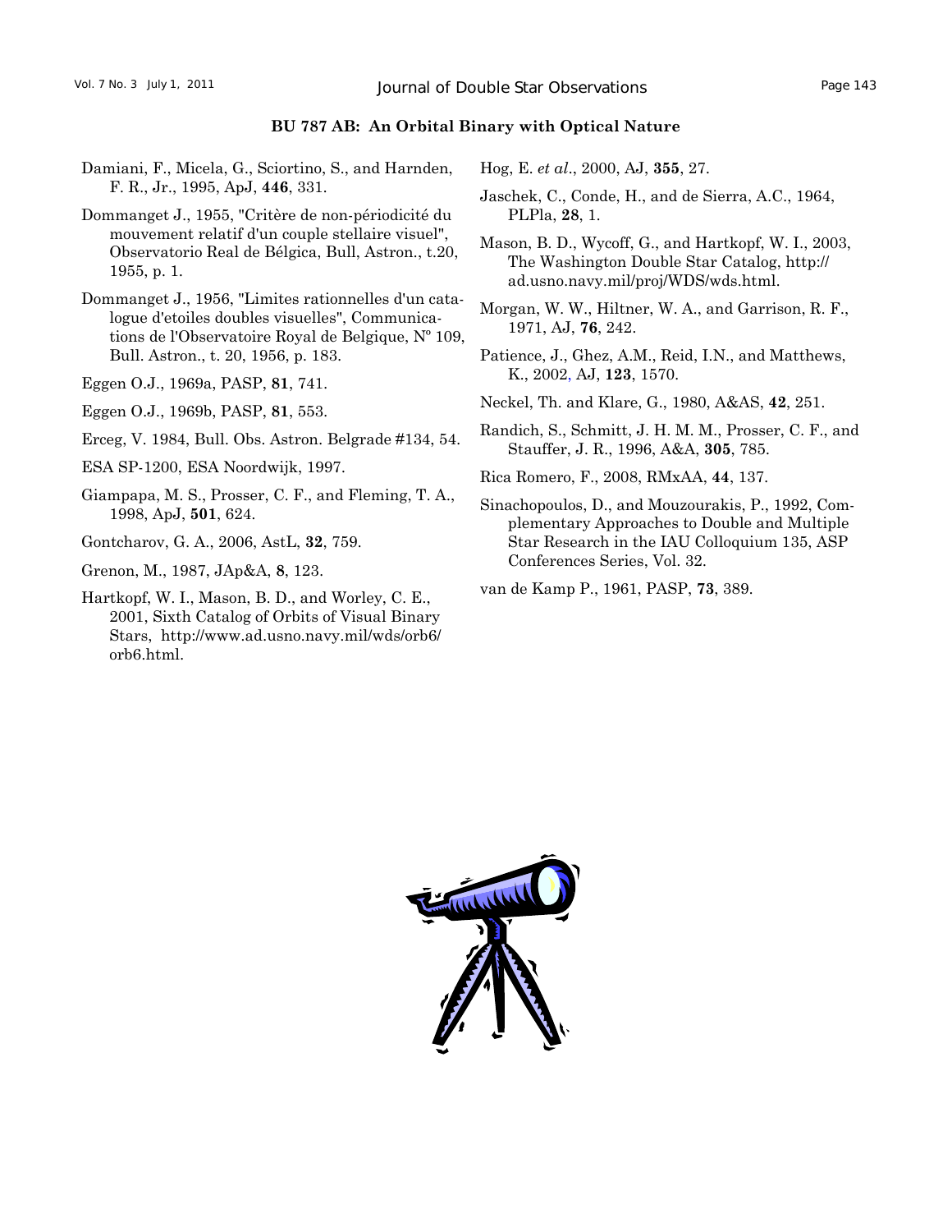Damiani, F., Micela, G., Sciortino, S., and Harnden, F. R., Jr., 1995, ApJ, **446**, 331.

Dommanget J., 1955, "Critère de non-périodicité du mouvement relatif d'un couple stellaire visuel", Observatorio Real de Bélgica, Bull, Astron., t.20, 1955, p. 1.

Dommanget J., 1956, "Limites rationnelles d'un catalogue d'etoiles doubles visuelles", Communications de l'Observatoire Royal de Belgique, Nº 109, Bull. Astron., t. 20, 1956, p. 183.

Eggen O.J., 1969a, PASP, **81**, 741.

Eggen O.J., 1969b, PASP, **81**, 553.

Erceg, V. 1984, Bull. Obs. Astron. Belgrade #134, 54.

ESA SP-1200, ESA Noordwijk, 1997.

Giampapa, M. S., Prosser, C. F., and Fleming, T. A., 1998, ApJ, **501**, 624.

Gontcharov, G. A., 2006, AstL, **32**, 759.

Grenon, M., 1987, JAp&A, **8**, 123.

Hartkopf, W. I., Mason, B. D., and Worley, C. E., 2001, Sixth Catalog of Orbits of Visual Binary Stars, http://www.ad.usno.navy.mil/wds/orb6/orb6.html.

Hog, E. *et al*., 2000, AJ, **355**, 27.

Jaschek, C., Conde, H., and de Sierra, A.C., 1964, PLPla, **28**, 1.

Mason, B. D., Wycoff, G., and Hartkopf, W. I., 2003, The Washington Double Star Catalog, http://ad.usno.navy.mil/proj/WDS/wds.html.

Morgan, W. W., Hiltner, W. A., and Garrison, R. F., 1971, AJ, **76**, 242.

Patience, J., Ghez, A.M., Reid, I.N., and Matthews, K., 2002, AJ, **123**, 1570.

Neckel, Th. and Klare, G., 1980, A&AS, **42**, 251.

Randich, S., Schmitt, J. H. M. M., Prosser, C. F., and Stauffer, J. R., 1996, A&A, **305**, 785.

Rica Romero, F., 2008, RMxAA, **44**, 137.

Sinachopoulos, D., and Mouzourakis, P., 1992, Complementary Approaches to Double and Multiple Star Research in the IAU Colloquium 135, ASP Conferences Series, Vol. 32.

van de Kamp P., 1961, PASP, **73**, 389.